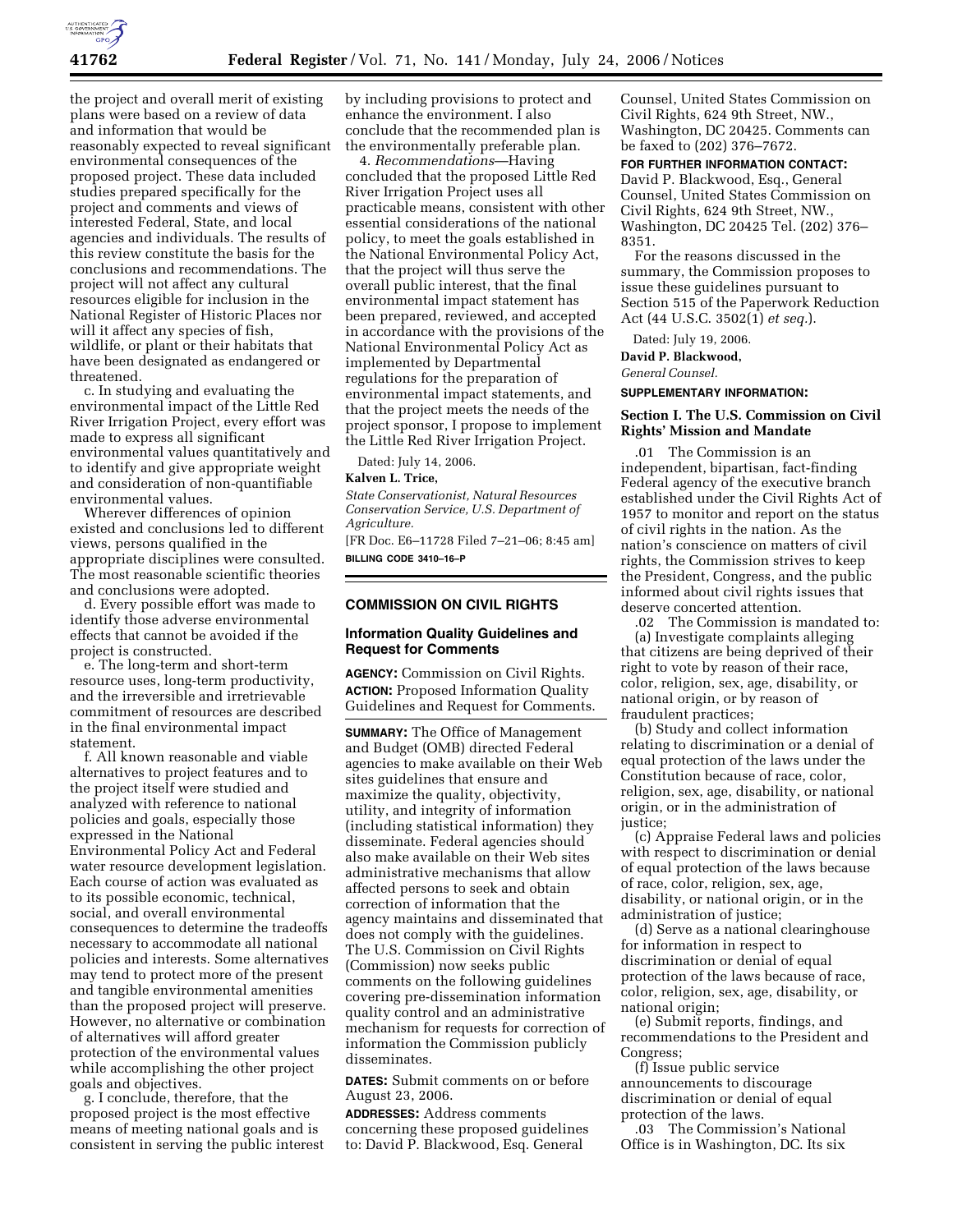the project and overall merit of existing plans were based on a review of data and information that would be reasonably expected to reveal significant environmental consequences of the proposed project. These data included studies prepared specifically for the project and comments and views of interested Federal, State, and local agencies and individuals. The results of this review constitute the basis for the conclusions and recommendations. The project will not affect any cultural resources eligible for inclusion in the National Register of Historic Places nor will it affect any species of fish, wildlife, or plant or their habitats that have been designated as endangered or threatened.

c. In studying and evaluating the environmental impact of the Little Red River Irrigation Project, every effort was made to express all significant environmental values quantitatively and to identify and give appropriate weight and consideration of non-quantifiable environmental values.

Wherever differences of opinion existed and conclusions led to different views, persons qualified in the appropriate disciplines were consulted. The most reasonable scientific theories and conclusions were adopted.

d. Every possible effort was made to identify those adverse environmental effects that cannot be avoided if the project is constructed.

e. The long-term and short-term resource uses, long-term productivity, and the irreversible and irretrievable commitment of resources are described in the final environmental impact statement.

f. All known reasonable and viable alternatives to project features and to the project itself were studied and analyzed with reference to national policies and goals, especially those expressed in the National Environmental Policy Act and Federal water resource development legislation. Each course of action was evaluated as to its possible economic, technical, social, and overall environmental consequences to determine the tradeoffs necessary to accommodate all national policies and interests. Some alternatives may tend to protect more of the present and tangible environmental amenities than the proposed project will preserve. However, no alternative or combination of alternatives will afford greater protection of the environmental values while accomplishing the other project goals and objectives.

g. I conclude, therefore, that the proposed project is the most effective means of meeting national goals and is consistent in serving the public interest by including provisions to protect and enhance the environment. I also conclude that the recommended plan is the environmentally preferable plan.

4. *Recommendations*—Having concluded that the proposed Little Red River Irrigation Project uses all practicable means, consistent with other essential considerations of the national policy, to meet the goals established in the National Environmental Policy Act, that the project will thus serve the overall public interest, that the final environmental impact statement has been prepared, reviewed, and accepted in accordance with the provisions of the National Environmental Policy Act as implemented by Departmental regulations for the preparation of environmental impact statements, and that the project meets the needs of the project sponsor, I propose to implement the Little Red River Irrigation Project.

Dated: July 14, 2006.

**Kalven L. Trice,**

*State Conservationist, Natural Resources Conservation Service, U.S. Department of Agriculture.*

[FR Doc. E6–11728 Filed 7–21–06; 8:45 am]

**BILLING CODE 3410–16–P**

## COMMISSION ON CIVIL RIGHTS

### Information Quality Guidelines and Request for Comments

**AGENCY:** Commission on Civil Rights.

**ACTION:** Proposed Information Quality Guidelines and Request for Comments.

**SUMMARY:** The Office of Management and Budget (OMB) directed Federal agencies to make available on their Web sites guidelines that ensure and maximize the quality, objectivity, utility, and integrity of information (including statistical information) they disseminate. Federal agencies should also make available on their Web sites administrative mechanisms that allow affected persons to seek and obtain correction of information that the agency maintains and disseminated that does not comply with the guidelines. The U.S. Commission on Civil Rights (Commission) now seeks public comments on the following guidelines covering pre-dissemination information quality control and an administrative mechanism for requests for correction of information the Commission publicly disseminates.

**DATES:** Submit comments on or before August 23, 2006.

**ADDRESSES:** Address comments concerning these proposed guidelines to: David P. Blackwood, Esq. General Counsel, United States Commission on Civil Rights, 624 9th Street, NW., Washington, DC 20425. Comments can be faxed to (202) 376–7672.

**FOR FURTHER INFORMATION CONTACT:** David P. Blackwood, Esq., General Counsel, United States Commission on Civil Rights, 624 9th Street, NW., Washington, DC 20425 Tel. (202) 376–8351.

For the reasons discussed in the summary, the Commission proposes to issue these guidelines pursuant to Section 515 of the Paperwork Reduction Act (44 U.S.C. 3502(1) *et seq.*).

Dated: July 19, 2006.

**David P. Blackwood,**

*General Counsel.*

**SUPPLEMENTARY INFORMATION:**

### Section I. The U.S. Commission on Civil Rights' Mission and Mandate

.01 The Commission is an independent, bipartisan, fact-finding Federal agency of the executive branch established under the Civil Rights Act of 1957 to monitor and report on the status of civil rights in the nation. As the nation's conscience on matters of civil rights, the Commission strives to keep the President, Congress, and the public informed about civil rights issues that deserve concerted attention.

.02 The Commission is mandated to:

(a) Investigate complaints alleging that citizens are being deprived of their right to vote by reason of their race, color, religion, sex, age, disability, or national origin, or by reason of fraudulent practices;

(b) Study and collect information relating to discrimination or a denial of equal protection of the laws under the Constitution because of race, color, religion, sex, age, disability, or national origin, or in the administration of justice;

(c) Appraise Federal laws and policies with respect to discrimination or denial of equal protection of the laws because of race, color, religion, sex, age, disability, or national origin, or in the administration of justice;

(d) Serve as a national clearinghouse for information in respect to discrimination or denial of equal protection of the laws because of race, color, religion, sex, age, disability, or national origin;

(e) Submit reports, findings, and recommendations to the President and Congress;

(f) Issue public service announcements to discourage discrimination or denial of equal protection of the laws.

.03 The Commission's National Office is in Washington, DC. Its six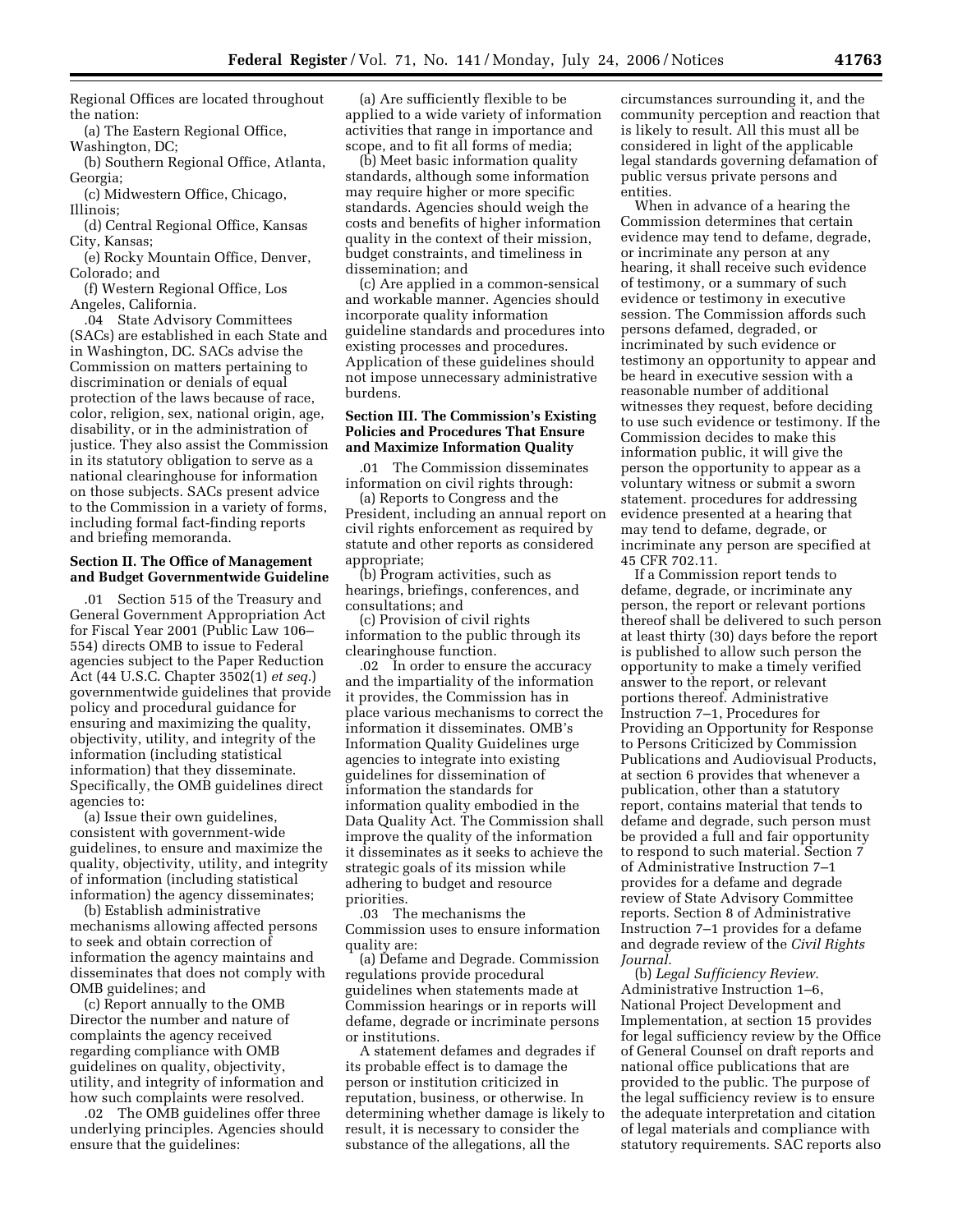Regional Offices are located throughout the nation:

(a) The Eastern Regional Office, Washington, DC;

(b) Southern Regional Office, Atlanta, Georgia;

(c) Midwestern Office, Chicago, Illinois;

(d) Central Regional Office, Kansas City, Kansas;

(e) Rocky Mountain Office, Denver, Colorado; and

(f) Western Regional Office, Los Angeles, California.

.04 State Advisory Committees (SACs) are established in each State and in Washington, DC. SACs advise the Commission on matters pertaining to discrimination or denials of equal protection of the laws because of race, color, religion, sex, national origin, age, disability, or in the administration of justice. They also assist the Commission in its statutory obligation to serve as a national clearinghouse for information on those subjects. SACs present advice to the Commission in a variety of forms, including formal fact-finding reports and briefing memoranda.

**Section II. The Office of Management and Budget Governmentwide Guideline**

.01 Section 515 of the Treasury and General Government Appropriation Act for Fiscal Year 2001 (Public Law 106–554) directs OMB to issue to Federal agencies subject to the Paper Reduction Act (44 U.S.C. Chapter 3502(1) *et seq.*) governmentwide guidelines that provide policy and procedural guidance for ensuring and maximizing the quality, objectivity, utility, and integrity of the information (including statistical information) that they disseminate. Specifically, the OMB guidelines direct agencies to:

(a) Issue their own guidelines, consistent with government-wide guidelines, to ensure and maximize the quality, objectivity, utility, and integrity of information (including statistical information) the agency disseminates;

(b) Establish administrative mechanisms allowing affected persons to seek and obtain correction of information the agency maintains and disseminates that does not comply with OMB guidelines; and

(c) Report annually to the OMB Director the number and nature of complaints the agency received regarding compliance with OMB guidelines on quality, objectivity, utility, and integrity of information and how such complaints were resolved.

.02 The OMB guidelines offer three underlying principles. Agencies should ensure that the guidelines:

(a) Are sufficiently flexible to be applied to a wide variety of information activities that range in importance and scope, and to fit all forms of media;

(b) Meet basic information quality standards, although some information may require higher or more specific standards. Agencies should weigh the costs and benefits of higher information quality in the context of their mission, budget constraints, and timeliness in dissemination; and

(c) Are applied in a common-sensical and workable manner. Agencies should incorporate quality information guideline standards and procedures into existing processes and procedures. Application of these guidelines should not impose unnecessary administrative burdens.

**Section III. The Commission's Existing Policies and Procedures That Ensure and Maximize Information Quality**

.01 The Commission disseminates information on civil rights through:

(a) Reports to Congress and the President, including an annual report on civil rights enforcement as required by statute and other reports as considered appropriate;

(b) Program activities, such as hearings, briefings, conferences, and consultations; and

(c) Provision of civil rights information to the public through its clearinghouse function.

.02 In order to ensure the accuracy and the impartiality of the information it provides, the Commission has in place various mechanisms to correct the information it disseminates. OMB's Information Quality Guidelines urge agencies to integrate into existing guidelines for dissemination of information the standards for information quality embodied in the Data Quality Act. The Commission shall improve the quality of the information it disseminates as it seeks to achieve the strategic goals of its mission while adhering to budget and resource priorities.

.03 The mechanisms the Commission uses to ensure information quality are:

(a) Defame and Degrade. Commission regulations provide procedural guidelines when statements made at Commission hearings or in reports will defame, degrade or incriminate persons or institutions.

A statement defames and degrades if its probable effect is to damage the person or institution criticized in reputation, business, or otherwise. In determining whether damage is likely to result, it is necessary to consider the substance of the allegations, all the circumstances surrounding it, and the community perception and reaction that is likely to result. All this must all be considered in light of the applicable legal standards governing defamation of public versus private persons and entities.

When in advance of a hearing the Commission determines that certain evidence may tend to defame, degrade, or incriminate any person at any hearing, it shall receive such evidence of testimony, or a summary of such evidence or testimony in executive session. The Commission affords such persons defamed, degraded, or incriminated by such evidence or testimony an opportunity to appear and be heard in executive session with a reasonable number of additional witnesses they request, before deciding to use such evidence or testimony. If the Commission decides to make this information public, it will give the person the opportunity to appear as a voluntary witness or submit a sworn statement. procedures for addressing evidence presented at a hearing that may tend to defame, degrade, or incriminate any person are specified at 45 CFR 702.11.

If a Commission report tends to defame, degrade, or incriminate any person, the report or relevant portions thereof shall be delivered to such person at least thirty (30) days before the report is published to allow such person the opportunity to make a timely verified answer to the report, or relevant portions thereof. Administrative Instruction 7–1, Procedures for Providing an Opportunity for Response to Persons Criticized by Commission Publications and Audiovisual Products, at section 6 provides that whenever a publication, other than a statutory report, contains material that tends to defame and degrade, such person must be provided a full and fair opportunity to respond to such material. Section 7 of Administrative Instruction 7–1 provides for a defame and degrade review of State Advisory Committee reports. Section 8 of Administrative Instruction 7–1 provides for a defame and degrade review of the *Civil Rights Journal*.

(b) *Legal Sufficiency Review*. Administrative Instruction 1–6, National Project Development and Implementation, at section 15 provides for legal sufficiency review by the Office of General Counsel on draft reports and national office publications that are provided to the public. The purpose of the legal sufficiency review is to ensure the adequate interpretation and citation of legal materials and compliance with statutory requirements. SAC reports also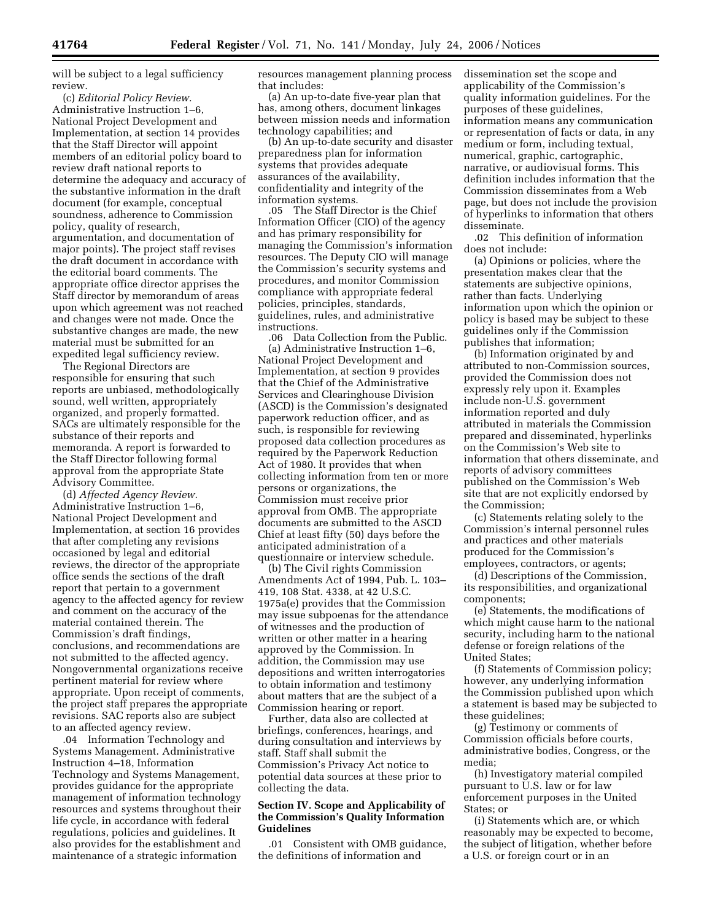will be subject to a legal sufficiency review.

(c) *Editorial Policy Review.* Administrative Instruction 1–6, National Project Development and Implementation, at section 14 provides that the Staff Director will appoint members of an editorial policy board to review draft national reports to determine the adequacy and accuracy of the substantive information in the draft document (for example, conceptual soundness, adherence to Commission policy, quality of research, argumentation, and documentation of major points). The project staff revises the draft document in accordance with the editorial board comments. The appropriate office director apprises the Staff director by memorandum of areas upon which agreement was not reached and changes were not made. Once the substantive changes are made, the new material must be submitted for an expedited legal sufficiency review.

The Regional Directors are responsible for ensuring that such reports are unbiased, methodologically sound, well written, appropriately organized, and properly formatted. SACs are ultimately responsible for the substance of their reports and memoranda. A report is forwarded to the Staff Director following formal approval from the appropriate State Advisory Committee.

(d) *Affected Agency Review.* Administrative Instruction 1–6, National Project Development and Implementation, at section 16 provides that after completing any revisions occasioned by legal and editorial reviews, the director of the appropriate office sends the sections of the draft report that pertain to a government agency to the affected agency for review and comment on the accuracy of the material contained therein. The Commission's draft findings, conclusions, and recommendations are not submitted to the affected agency. Nongovernmental organizations receive pertinent material for review where appropriate. Upon receipt of comments, the project staff prepares the appropriate revisions. SAC reports also are subject to an affected agency review.

.04 Information Technology and Systems Management. Administrative Instruction 4–18, Information Technology and Systems Management, provides guidance for the appropriate management of information technology resources and systems throughout their life cycle, in accordance with federal regulations, policies and guidelines. It also provides for the establishment and maintenance of a strategic information resources management planning process that includes:

(a) An up-to-date five-year plan that has, among others, document linkages between mission needs and information technology capabilities; and

(b) An up-to-date security and disaster preparedness plan for information systems that provides adequate assurances of the availability, confidentiality and integrity of the information systems.

.05 The Staff Director is the Chief Information Officer (CIO) of the agency and has primary responsibility for managing the Commission's information resources. The Deputy CIO will manage the Commission's security systems and procedures, and monitor Commission compliance with appropriate federal policies, principles, standards, guidelines, rules, and administrative instructions.

.06 Data Collection from the Public.

(a) Administrative Instruction 1–6, National Project Development and Implementation, at section 9 provides that the Chief of the Administrative Services and Clearinghouse Division (ASCD) is the Commission's designated paperwork reduction officer, and as such, is responsible for reviewing proposed data collection procedures as required by the Paperwork Reduction Act of 1980. It provides that when collecting information from ten or more persons or organizations, the Commission must receive prior approval from OMB. The appropriate documents are submitted to the ASCD Chief at least fifty (50) days before the anticipated administration of a questionnaire or interview schedule.

(b) The Civil rights Commission Amendments Act of 1994, Pub. L. 103–419, 108 Stat. 4338, at 42 U.S.C. 1975a(e) provides that the Commission may issue subpoenas for the attendance of witnesses and the production of written or other matter in a hearing approved by the Commission. In addition, the Commission may use depositions and written interrogatories to obtain information and testimony about matters that are the subject of a Commission hearing or report.

Further, data also are collected at briefings, conferences, hearings, and during consultation and interviews by staff. Staff shall submit the Commission's Privacy Act notice to potential data sources at these prior to collecting the data.

## Section IV. Scope and Applicability of the Commission's Quality Information Guidelines

.01 Consistent with OMB guidance, the definitions of information and dissemination set the scope and applicability of the Commission's quality information guidelines. For the purposes of these guidelines, information means any communication or representation of facts or data, in any medium or form, including textual, numerical, graphic, cartographic, narrative, or audiovisual forms. This definition includes information that the Commission disseminates from a Web page, but does not include the provision of hyperlinks to information that others disseminate.

.02 This definition of information does not include:

(a) Opinions or policies, where the presentation makes clear that the statements are subjective opinions, rather than facts. Underlying information upon which the opinion or policy is based may be subject to these guidelines only if the Commission publishes that information;

(b) Information originated by and attributed to non-Commission sources, provided the Commission does not expressly rely upon it. Examples include non-U.S. government information reported and duly attributed in materials the Commission prepared and disseminated, hyperlinks on the Commission's Web site to information that others disseminate, and reports of advisory committees published on the Commission's Web site that are not explicitly endorsed by the Commission;

(c) Statements relating solely to the Commission's internal personnel rules and practices and other materials produced for the Commission's employees, contractors, or agents;

(d) Descriptions of the Commission, its responsibilities, and organizational components;

(e) Statements, the modifications of which might cause harm to the national security, including harm to the national defense or foreign relations of the United States;

(f) Statements of Commission policy; however, any underlying information the Commission published upon which a statement is based may be subjected to these guidelines;

(g) Testimony or comments of Commission officials before courts, administrative bodies, Congress, or the media;

(h) Investigatory material compiled pursuant to U.S. law or for law enforcement purposes in the United States; or

(i) Statements which are, or which reasonably may be expected to become, the subject of litigation, whether before a U.S. or foreign court or in an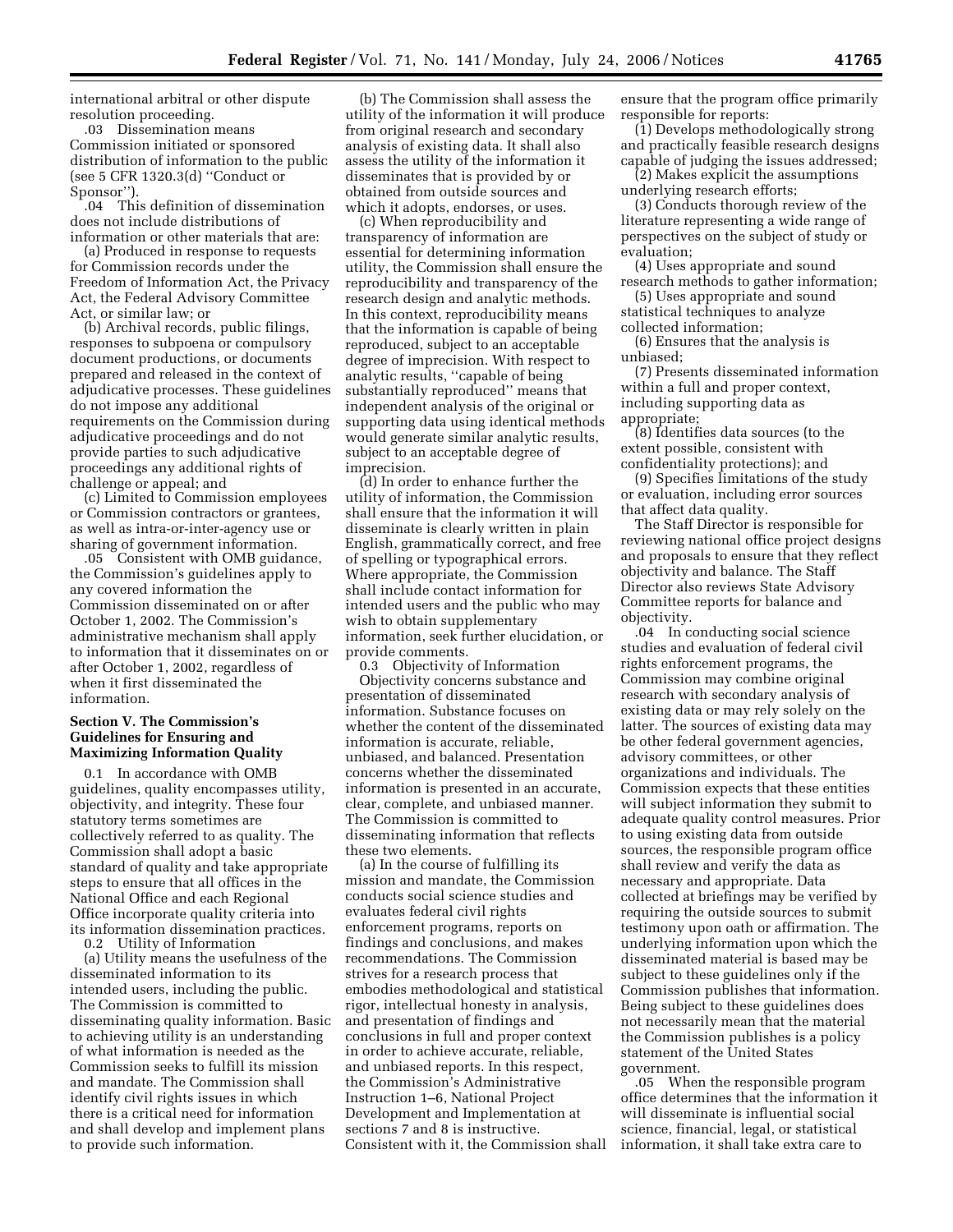international arbitral or other dispute resolution proceeding.

.03 Dissemination means Commission initiated or sponsored distribution of information to the public (see 5 CFR 1320.3(d) ''Conduct or Sponsor'').

.04 This definition of dissemination does not include distributions of information or other materials that are:

(a) Produced in response to requests for Commission records under the Freedom of Information Act, the Privacy Act, the Federal Advisory Committee Act, or similar law; or

(b) Archival records, public filings, responses to subpoena or compulsory document productions, or documents prepared and released in the context of adjudicative processes. These guidelines do not impose any additional requirements on the Commission during adjudicative proceedings and do not provide parties to such adjudicative proceedings any additional rights of challenge or appeal; and

(c) Limited to Commission employees or Commission contractors or grantees, as well as intra-or-inter-agency use or sharing of government information.

.05 Consistent with OMB guidance, the Commission's guidelines apply to any covered information the Commission disseminated on or after October 1, 2002. The Commission's administrative mechanism shall apply to information that it disseminates on or after October 1, 2002, regardless of when it first disseminated the information.

**Section V. The Commission's Guidelines for Ensuring and Maximizing Information Quality**

0.1 In accordance with OMB guidelines, quality encompasses utility, objectivity, and integrity. These four statutory terms sometimes are collectively referred to as quality. The Commission shall adopt a basic standard of quality and take appropriate steps to ensure that all offices in the National Office and each Regional Office incorporate quality criteria into its information dissemination practices.

0.2 Utility of Information

(a) Utility means the usefulness of the disseminated information to its intended users, including the public. The Commission is committed to disseminating quality information. Basic to achieving utility is an understanding of what information is needed as the Commission seeks to fulfill its mission and mandate. The Commission shall identify civil rights issues in which there is a critical need for information and shall develop and implement plans to provide such information.

(b) The Commission shall assess the utility of the information it will produce from original research and secondary analysis of existing data. It shall also assess the utility of the information it disseminates that is provided by or obtained from outside sources and which it adopts, endorses, or uses.

(c) When reproducibility and transparency of information are essential for determining information utility, the Commission shall ensure the reproducibility and transparency of the research design and analytic methods. In this context, reproducibility means that the information is capable of being reproduced, subject to an acceptable degree of imprecision. With respect to analytic results, ''capable of being substantially reproduced'' means that independent analysis of the original or supporting data using identical methods would generate similar analytic results, subject to an acceptable degree of imprecision.

(d) In order to enhance further the utility of information, the Commission shall ensure that the information it will disseminate is clearly written in plain English, grammatically correct, and free of spelling or typographical errors. Where appropriate, the Commission shall include contact information for intended users and the public who may wish to obtain supplementary information, seek further elucidation, or provide comments.

0.3 Objectivity of Information

Objectivity concerns substance and presentation of disseminated information. Substance focuses on whether the content of the disseminated information is accurate, reliable, unbiased, and balanced. Presentation concerns whether the disseminated information is presented in an accurate, clear, complete, and unbiased manner. The Commission is committed to disseminating information that reflects these two elements.

(a) In the course of fulfilling its mission and mandate, the Commission conducts social science studies and evaluates federal civil rights enforcement programs, reports on findings and conclusions, and makes recommendations. The Commission strives for a research process that embodies methodological and statistical rigor, intellectual honesty in analysis, and presentation of findings and conclusions in full and proper context in order to achieve accurate, reliable, and unbiased reports. In this respect, the Commission's Administrative Instruction 1–6, National Project Development and Implementation at sections 7 and 8 is instructive. Consistent with it, the Commission shall ensure that the program office primarily responsible for reports:

(1) Develops methodologically strong and practically feasible research designs capable of judging the issues addressed;

(2) Makes explicit the assumptions underlying research efforts;

(3) Conducts thorough review of the literature representing a wide range of perspectives on the subject of study or evaluation;

(4) Uses appropriate and sound research methods to gather information;

(5) Uses appropriate and sound statistical techniques to analyze collected information;

(6) Ensures that the analysis is unbiased;

(7) Presents disseminated information within a full and proper context, including supporting data as appropriate;

(8) Identifies data sources (to the extent possible, consistent with confidentiality protections); and

(9) Specifies limitations of the study or evaluation, including error sources that affect data quality.

The Staff Director is responsible for reviewing national office project designs and proposals to ensure that they reflect objectivity and balance. The Staff Director also reviews State Advisory Committee reports for balance and objectivity.

.04 In conducting social science studies and evaluation of federal civil rights enforcement programs, the Commission may combine original research with secondary analysis of existing data or may rely solely on the latter. The sources of existing data may be other federal government agencies, advisory committees, or other organizations and individuals. The Commission expects that these entities will subject information they submit to adequate quality control measures. Prior to using existing data from outside sources, the responsible program office shall review and verify the data as necessary and appropriate. Data collected at briefings may be verified by requiring the outside sources to submit testimony upon oath or affirmation. The underlying information upon which the disseminated material is based may be subject to these guidelines only if the Commission publishes that information. Being subject to these guidelines does not necessarily mean that the material the Commission publishes is a policy statement of the United States government.

.05 When the responsible program office determines that the information it will disseminate is influential social science, financial, legal, or statistical information, it shall take extra care to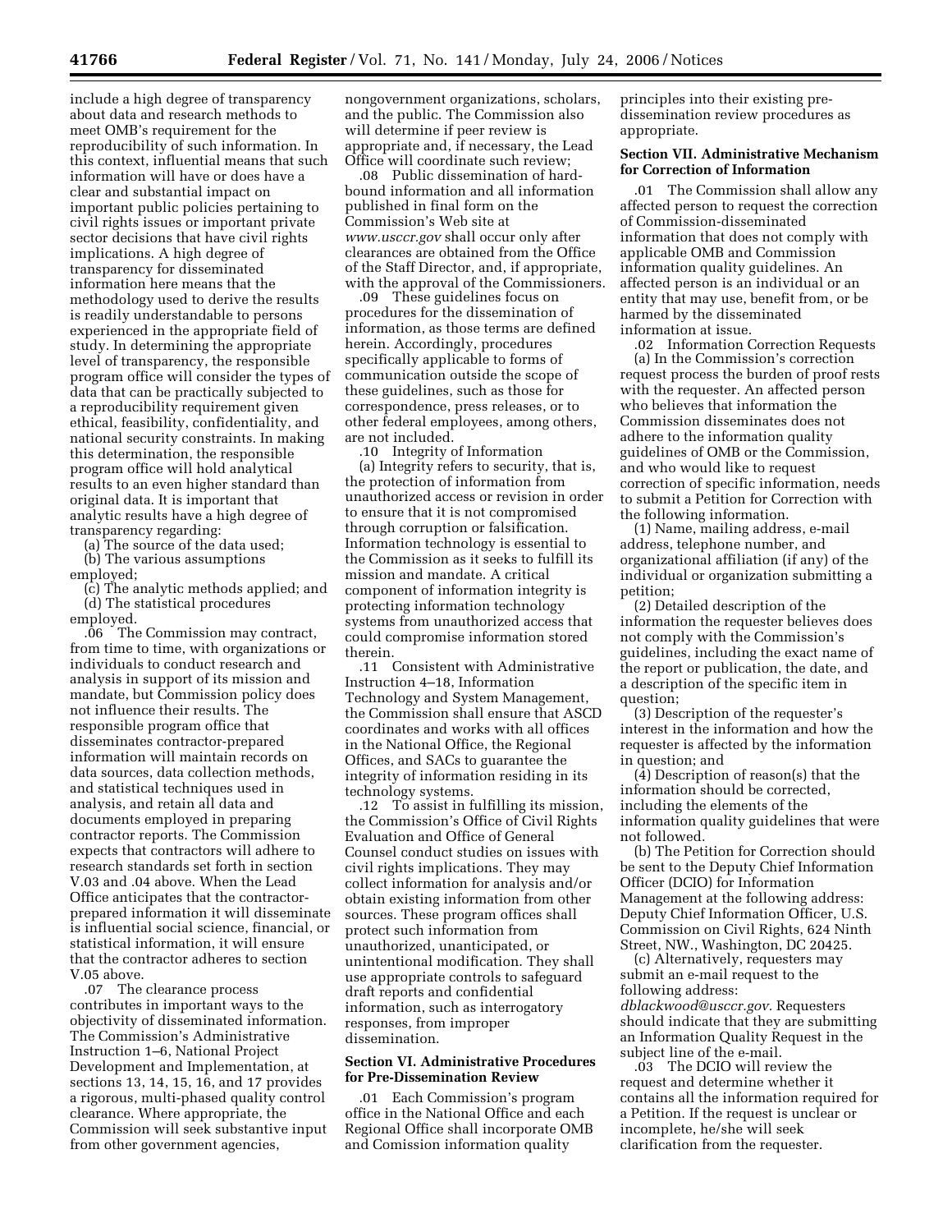include a high degree of transparency about data and research methods to meet OMB's requirement for the reproducibility of such information. In this context, influential means that such information will have or does have a clear and substantial impact on important public policies pertaining to civil rights issues or important private sector decisions that have civil rights implications. A high degree of transparency for disseminated information here means that the methodology used to derive the results is readily understandable to persons experienced in the appropriate field of study. In determining the appropriate level of transparency, the responsible program office will consider the types of data that can be practically subjected to a reproducibility requirement given ethical, feasibility, confidentiality, and national security constraints. In making this determination, the responsible program office will hold analytical results to an even higher standard than original data. It is important that analytic results have a high degree of transparency regarding:

(a) The source of the data used;
(b) The various assumptions employed;
(c) The analytic methods applied; and
(d) The statistical procedures employed.

.06 The Commission may contract, from time to time, with organizations or individuals to conduct research and analysis in support of its mission and mandate, but Commission policy does not influence their results. The responsible program office that disseminates contractor-prepared information will maintain records on data sources, data collection methods, and statistical techniques used in analysis, and retain all data and documents employed in preparing contractor reports. The Commission expects that contractors will adhere to research standards set forth in section V.03 and .04 above. When the Lead Office anticipates that the contractor-prepared information it will disseminate is influential social science, financial, or statistical information, it will ensure that the contractor adheres to section V.05 above.

.07 The clearance process contributes in important ways to the objectivity of disseminated information. The Commission's Administrative Instruction 1–6, National Project Development and Implementation, at sections 13, 14, 15, 16, and 17 provides a rigorous, multi-phased quality control clearance. Where appropriate, the Commission will seek substantive input from other government agencies, nongovernment organizations, scholars, and the public. The Commission also will determine if peer review is appropriate and, if necessary, the Lead Office will coordinate such review;

.08 Public dissemination of hard-bound information and all information published in final form on the Commission's Web site at *www.usccr.gov* shall occur only after clearances are obtained from the Office of the Staff Director, and, if appropriate, with the approval of the Commissioners.

.09 These guidelines focus on procedures for the dissemination of information, as those terms are defined herein. Accordingly, procedures specifically applicable to forms of communication outside the scope of these guidelines, such as those for correspondence, press releases, or to other federal employees, among others, are not included.

.10 Integrity of Information

(a) Integrity refers to security, that is, the protection of information from unauthorized access or revision in order to ensure that it is not compromised through corruption or falsification. Information technology is essential to the Commission as it seeks to fulfill its mission and mandate. A critical component of information integrity is protecting information technology systems from unauthorized access that could compromise information stored therein.

.11 Consistent with Administrative Instruction 4–18, Information Technology and System Management, the Commission shall ensure that ASCD coordinates and works with all offices in the National Office, the Regional Offices, and SACs to guarantee the integrity of information residing in its technology systems.

.12 To assist in fulfilling its mission, the Commission's Office of Civil Rights Evaluation and Office of General Counsel conduct studies on issues with civil rights implications. They may collect information for analysis and/or obtain existing information from other sources. These program offices shall protect such information from unauthorized, unanticipated, or unintentional modification. They shall use appropriate controls to safeguard draft reports and confidential information, such as interrogatory responses, from improper dissemination.

**Section VI. Administrative Procedures for Pre-Dissemination Review**

.01 Each Commission's program office in the National Office and each Regional Office shall incorporate OMB and Comission information quality principles into their existing pre-dissemination review procedures as appropriate.

**Section VII. Administrative Mechanism for Correction of Information**

.01 The Commission shall allow any affected person to request the correction of Commission-disseminated information that does not comply with applicable OMB and Commission information quality guidelines. An affected person is an individual or an entity that may use, benefit from, or be harmed by the disseminated information at issue.

.02 Information Correction Requests

(a) In the Commission's correction request process the burden of proof rests with the requester. An affected person who believes that information the Commission disseminates does not adhere to the information quality guidelines of OMB or the Commission, and who would like to request correction of specific information, needs to submit a Petition for Correction with the following information.

(1) Name, mailing address, e-mail address, telephone number, and organizational affiliation (if any) of the individual or organization submitting a petition;

(2) Detailed description of the information the requester believes does not comply with the Commission's guidelines, including the exact name of the report or publication, the date, and a description of the specific item in question;

(3) Description of the requester's interest in the information and how the requester is affected by the information in question; and

(4) Description of reason(s) that the information should be corrected, including the elements of the information quality guidelines that were not followed.

(b) The Petition for Correction should be sent to the Deputy Chief Information Officer (DCIO) for Information Management at the following address: Deputy Chief Information Officer, U.S. Commission on Civil Rights, 624 Ninth Street, NW., Washington, DC 20425.

(c) Alternatively, requesters may submit an e-mail request to the following address: *dblackwood@usccr.gov.* Requesters should indicate that they are submitting an Information Quality Request in the subject line of the e-mail.

.03 The DCIO will review the request and determine whether it contains all the information required for a Petition. If the request is unclear or incomplete, he/she will seek clarification from the requester.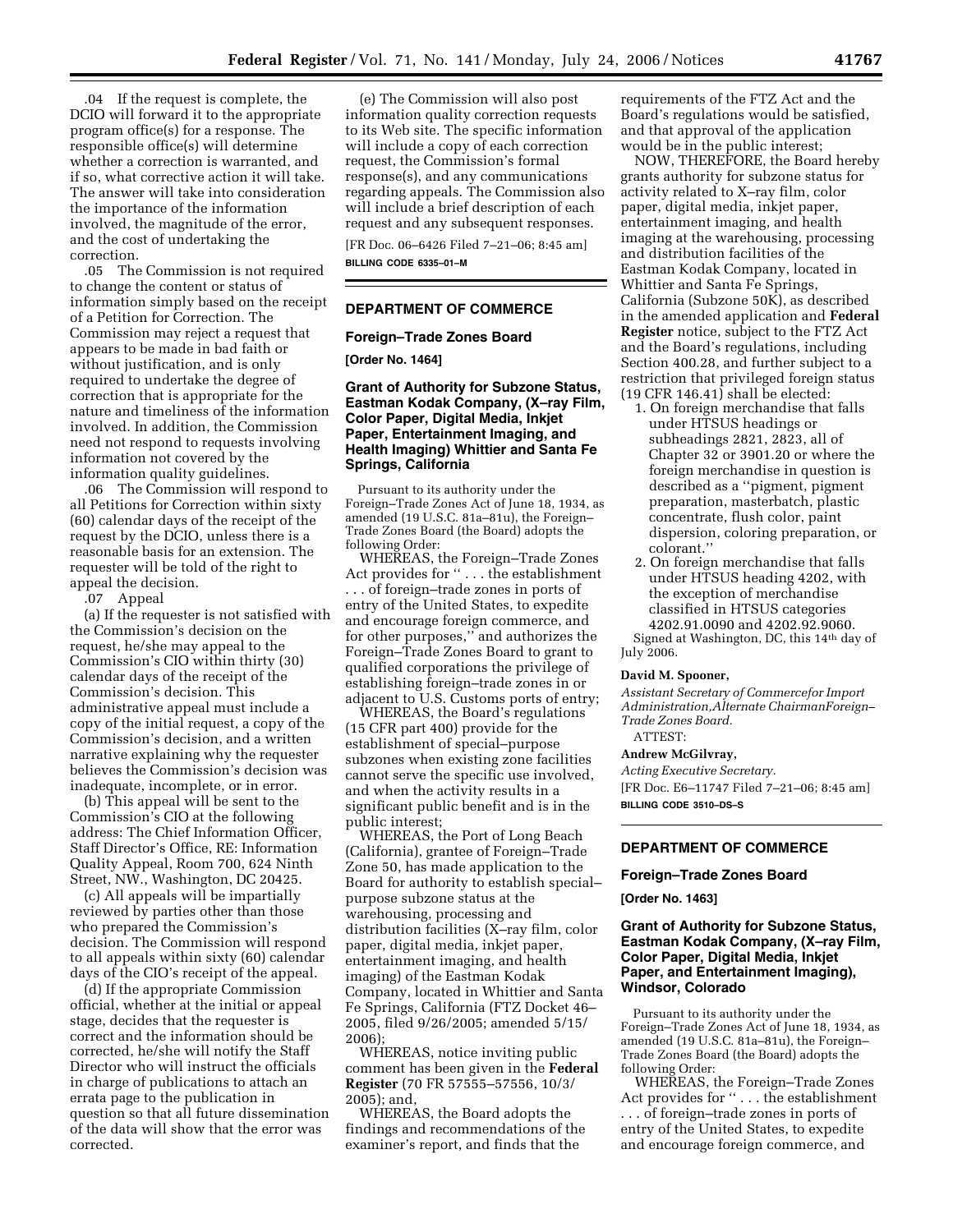.04 If the request is complete, the DCIO will forward it to the appropriate program office(s) for a response. The responsible office(s) will determine whether a correction is warranted, and if so, what corrective action it will take. The answer will take into consideration the importance of the information involved, the magnitude of the error, and the cost of undertaking the correction.

.05 The Commission is not required to change the content or status of information simply based on the receipt of a Petition for Correction. The Commission may reject a request that appears to be made in bad faith or without justification, and is only required to undertake the degree of correction that is appropriate for the nature and timeliness of the information involved. In addition, the Commission need not respond to requests involving information not covered by the information quality guidelines.

.06 The Commission will respond to all Petitions for Correction within sixty (60) calendar days of the receipt of the request by the DCIO, unless there is a reasonable basis for an extension. The requester will be told of the right to appeal the decision.

.07 Appeal

(a) If the requester is not satisfied with the Commission's decision on the request, he/she may appeal to the Commission's CIO within thirty (30) calendar days of the receipt of the Commission's decision. This administrative appeal must include a copy of the initial request, a copy of the Commission's decision, and a written narrative explaining why the requester believes the Commission's decision was inadequate, incomplete, or in error.

(b) This appeal will be sent to the Commission's CIO at the following address: The Chief Information Officer, Staff Director's Office, RE: Information Quality Appeal, Room 700, 624 Ninth Street, NW., Washington, DC 20425.

(c) All appeals will be impartially reviewed by parties other than those who prepared the Commission's decision. The Commission will respond to all appeals within sixty (60) calendar days of the CIO's receipt of the appeal.

(d) If the appropriate Commission official, whether at the initial or appeal stage, decides that the requester is correct and the information should be corrected, he/she will notify the Staff Director who will instruct the officials in charge of publications to attach an errata page to the publication in question so that all future dissemination of the data will show that the error was corrected.

(e) The Commission will also post information quality correction requests to its Web site. The specific information will include a copy of each correction request, the Commission's formal response(s), and any communications regarding appeals. The Commission also will include a brief description of each request and any subsequent responses.

[FR Doc. 06–6426 Filed 7–21–06; 8:45 am]

**BILLING CODE 6335–01–M**

## DEPARTMENT OF COMMERCE

### Foreign–Trade Zones Board

**[Order No. 1464]**

### Grant of Authority for Subzone Status, Eastman Kodak Company, (X–ray Film, Color Paper, Digital Media, Inkjet Paper, Entertainment Imaging, and Health Imaging) Whittier and Santa Fe Springs, California

Pursuant to its authority under the Foreign–Trade Zones Act of June 18, 1934, as amended (19 U.S.C. 81a–81u), the Foreign–Trade Zones Board (the Board) adopts the following Order:

WHEREAS, the Foreign–Trade Zones Act provides for ''. . . the establishment . . . of foreign–trade zones in ports of entry of the United States, to expedite and encourage foreign commerce, and for other purposes,'' and authorizes the Foreign–Trade Zones Board to grant to qualified corporations the privilege of establishing foreign–trade zones in or adjacent to U.S. Customs ports of entry;

WHEREAS, the Board's regulations (15 CFR part 400) provide for the establishment of special–purpose subzones when existing zone facilities cannot serve the specific use involved, and when the activity results in a significant public benefit and is in the public interest;

WHEREAS, the Port of Long Beach (California), grantee of Foreign–Trade Zone 50, has made application to the Board for authority to establish special–purpose subzone status at the warehousing, processing and distribution facilities (X–ray film, color paper, digital media, inkjet paper, entertainment imaging, and health imaging) of the Eastman Kodak Company, located in Whittier and Santa Fe Springs, California (FTZ Docket 46–2005, filed 9/26/2005; amended 5/15/2006);

WHEREAS, notice inviting public comment has been given in the **Federal Register** (70 FR 57555–57556, 10/3/2005); and,

WHEREAS, the Board adopts the findings and recommendations of the examiner's report, and finds that the requirements of the FTZ Act and the Board's regulations would be satisfied, and that approval of the application would be in the public interest;

NOW, THEREFORE, the Board hereby grants authority for subzone status for activity related to X–ray film, color paper, digital media, inkjet paper, entertainment imaging, and health imaging at the warehousing, processing and distribution facilities of the Eastman Kodak Company, located in Whittier and Santa Fe Springs, California (Subzone 50K), as described in the amended application and **Federal Register** notice, subject to the FTZ Act and the Board's regulations, including Section 400.28, and further subject to a restriction that privileged foreign status (19 CFR 146.41) shall be elected:

1. On foreign merchandise that falls under HTSUS headings or subheadings 2821, 2823, all of Chapter 32 or 3901.20 or where the foreign merchandise in question is described as a ''pigment, pigment preparation, masterbatch, plastic concentrate, flush color, paint dispersion, coloring preparation, or colorant.''
2. On foreign merchandise that falls under HTSUS heading 4202, with the exception of merchandise classified in HTSUS categories 4202.91.0090 and 4202.92.9060.

Signed at Washington, DC, this 14th day of July 2006.

**David M. Spooner,**

*Assistant Secretary of Commercefor Import Administration,Alternate ChairmanForeign–Trade Zones Board.*

ATTEST:

**Andrew McGilvray,**

*Acting Executive Secretary.*

[FR Doc. E6–11747 Filed 7–21–06; 8:45 am]

**BILLING CODE 3510–DS–S**

## DEPARTMENT OF COMMERCE

### Foreign–Trade Zones Board

**[Order No. 1463]**

### Grant of Authority for Subzone Status, Eastman Kodak Company, (X–ray Film, Color Paper, Digital Media, Inkjet Paper, and Entertainment Imaging), Windsor, Colorado

Pursuant to its authority under the Foreign–Trade Zones Act of June 18, 1934, as amended (19 U.S.C. 81a–81u), the Foreign–Trade Zones Board (the Board) adopts the following Order:

WHEREAS, the Foreign–Trade Zones Act provides for ''. . . the establishment . . . of foreign–trade zones in ports of entry of the United States, to expedite and encourage foreign commerce, and